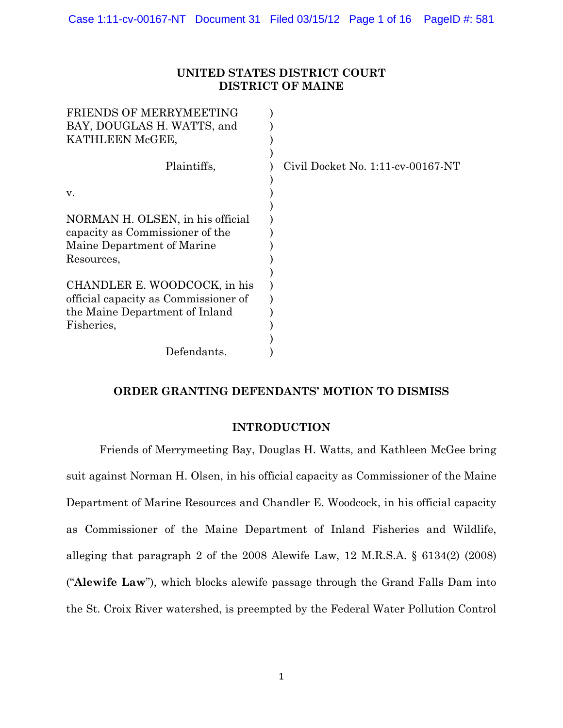# UNITED STATES DISTRICT COURT
# DISTRICT OF MAINE

| | | |
|---|---|---|
| FRIENDS OF MERRYMEETING BAY, DOUGLAS H. WATTS, and KATHLEEN McGEE, | ) | |
| Plaintiffs, | ) | Civil Docket No. 1:11-cv-00167-NT |
| v. | ) | |
| NORMAN H. OLSEN, in his official capacity as Commissioner of the Maine Department of Marine Resources, | ) | |
| CHANDLER E. WOODCOCK, in his official capacity as Commissioner of the Maine Department of Inland Fisheries, | ) | |
| Defendants. | ) | |

## ORDER GRANTING DEFENDANTS' MOTION TO DISMISS

### INTRODUCTION

Friends of Merrymeeting Bay, Douglas H. Watts, and Kathleen McGee bring suit against Norman H. Olsen, in his official capacity as Commissioner of the Maine Department of Marine Resources and Chandler E. Woodcock, in his official capacity as Commissioner of the Maine Department of Inland Fisheries and Wildlife, alleging that paragraph 2 of the 2008 Alewife Law, 12 M.R.S.A. § 6134(2) (2008) ("**Alewife Law**"), which blocks alewife passage through the Grand Falls Dam into the St. Croix River watershed, is preempted by the Federal Water Pollution Control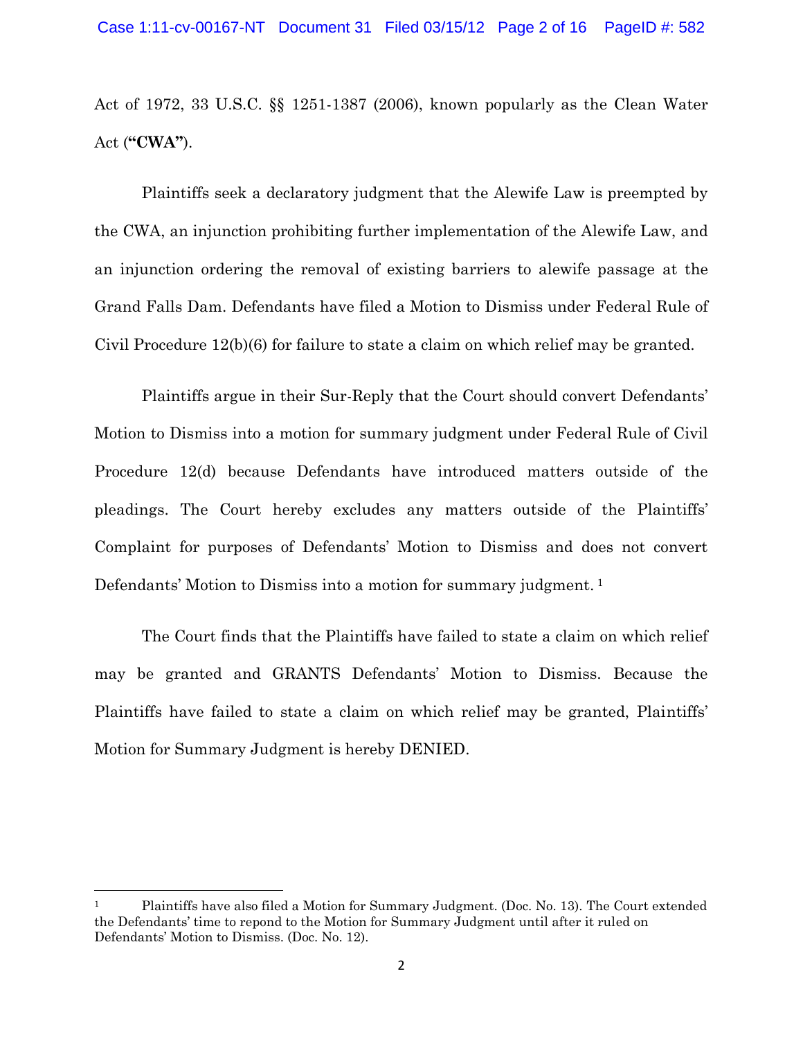Act of 1972, 33 U.S.C. §§ 1251-1387 (2006), known popularly as the Clean Water Act (**"CWA"**).

Plaintiffs seek a declaratory judgment that the Alewife Law is preempted by the CWA, an injunction prohibiting further implementation of the Alewife Law, and an injunction ordering the removal of existing barriers to alewife passage at the Grand Falls Dam. Defendants have filed a Motion to Dismiss under Federal Rule of Civil Procedure 12(b)(6) for failure to state a claim on which relief may be granted.

Plaintiffs argue in their Sur-Reply that the Court should convert Defendants' Motion to Dismiss into a motion for summary judgment under Federal Rule of Civil Procedure 12(d) because Defendants have introduced matters outside of the pleadings. The Court hereby excludes any matters outside of the Plaintiffs' Complaint for purposes of Defendants' Motion to Dismiss and does not convert Defendants' Motion to Dismiss into a motion for summary judgment. [1]

The Court finds that the Plaintiffs have failed to state a claim on which relief may be granted and GRANTS Defendants' Motion to Dismiss. Because the Plaintiffs have failed to state a claim on which relief may be granted, Plaintiffs' Motion for Summary Judgment is hereby DENIED.

---

[1] Plaintiffs have also filed a Motion for Summary Judgment. (Doc. No. 13). The Court extended the Defendants' time to repond to the Motion for Summary Judgment until after it ruled on Defendants' Motion to Dismiss. (Doc. No. 12).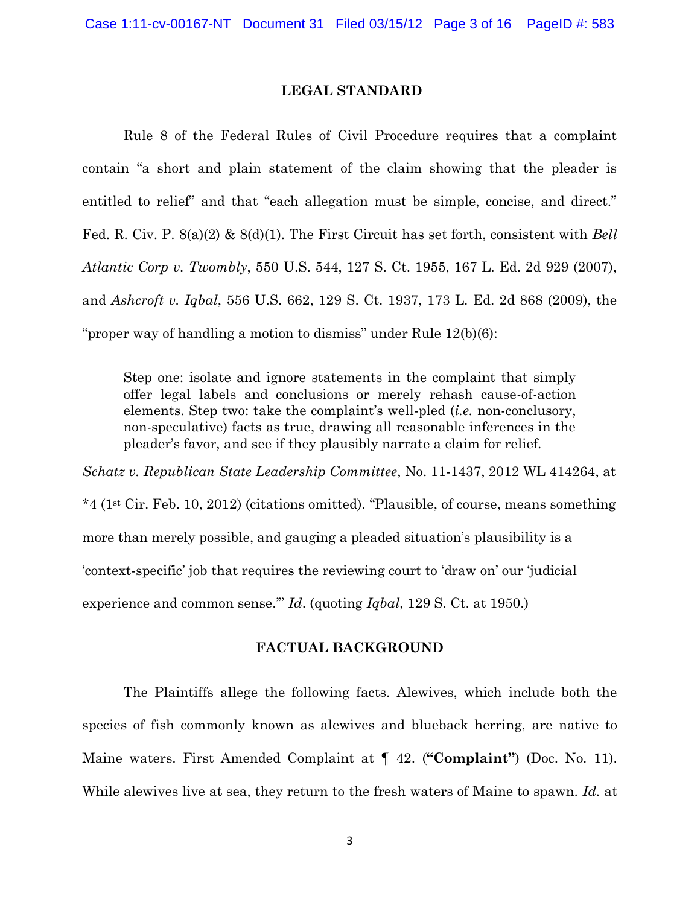## LEGAL STANDARD

Rule 8 of the Federal Rules of Civil Procedure requires that a complaint contain "a short and plain statement of the claim showing that the pleader is entitled to relief" and that "each allegation must be simple, concise, and direct." Fed. R. Civ. P. 8(a)(2) & 8(d)(1). The First Circuit has set forth, consistent with *Bell Atlantic Corp v. Twombly*, 550 U.S. 544, 127 S. Ct. 1955, 167 L. Ed. 2d 929 (2007), and *Ashcroft v. Iqbal*, 556 U.S. 662, 129 S. Ct. 1937, 173 L. Ed. 2d 868 (2009), the "proper way of handling a motion to dismiss" under Rule 12(b)(6):

> Step one: isolate and ignore statements in the complaint that simply offer legal labels and conclusions or merely rehash cause-of-action elements. Step two: take the complaint's well-pled (*i.e.* non-conclusory, non-speculative) facts as true, drawing all reasonable inferences in the pleader's favor, and see if they plausibly narrate a claim for relief.

*Schatz v. Republican State Leadership Committee*, No. 11-1437, 2012 WL 414264, at *4 (1st Cir. Feb. 10, 2012) (citations omitted). "Plausible, of course, means something more than merely possible, and gauging a pleaded situation's plausibility is a 'context-specific' job that requires the reviewing court to 'draw on' our 'judicial experience and common sense.'" *Id*. (quoting *Iqbal*, 129 S. Ct. at 1950.)

## FACTUAL BACKGROUND

The Plaintiffs allege the following facts. Alewives, which include both the species of fish commonly known as alewives and blueback herring, are native to Maine waters. First Amended Complaint at ¶ 42. (**"Complaint"**) (Doc. No. 11). While alewives live at sea, they return to the fresh waters of Maine to spawn. *Id.* at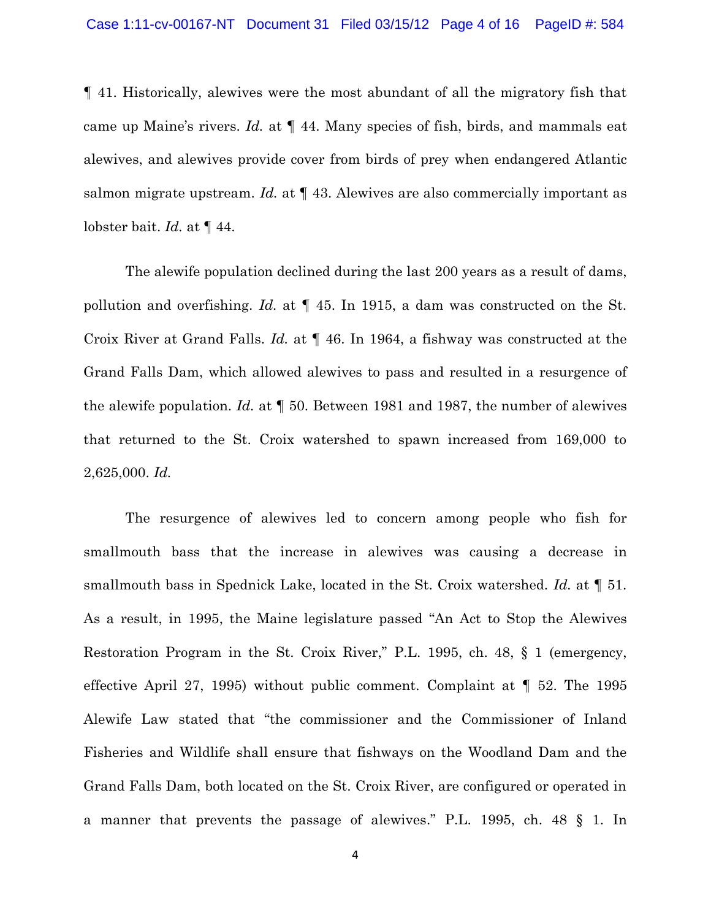¶ 41. Historically, alewives were the most abundant of all the migratory fish that came up Maine's rivers. *Id.* at ¶ 44. Many species of fish, birds, and mammals eat alewives, and alewives provide cover from birds of prey when endangered Atlantic salmon migrate upstream. *Id.* at ¶ 43. Alewives are also commercially important as lobster bait. *Id.* at ¶ 44.

The alewife population declined during the last 200 years as a result of dams, pollution and overfishing. *Id.* at ¶ 45. In 1915, a dam was constructed on the St. Croix River at Grand Falls. *Id.* at ¶ 46. In 1964, a fishway was constructed at the Grand Falls Dam, which allowed alewives to pass and resulted in a resurgence of the alewife population. *Id.* at ¶ 50. Between 1981 and 1987, the number of alewives that returned to the St. Croix watershed to spawn increased from 169,000 to 2,625,000. *Id.*

The resurgence of alewives led to concern among people who fish for smallmouth bass that the increase in alewives was causing a decrease in smallmouth bass in Spednick Lake, located in the St. Croix watershed. *Id.* at ¶ 51. As a result, in 1995, the Maine legislature passed "An Act to Stop the Alewives Restoration Program in the St. Croix River," P.L. 1995, ch. 48, § 1 (emergency, effective April 27, 1995) without public comment. Complaint at ¶ 52. The 1995 Alewife Law stated that "the commissioner and the Commissioner of Inland Fisheries and Wildlife shall ensure that fishways on the Woodland Dam and the Grand Falls Dam, both located on the St. Croix River, are configured or operated in a manner that prevents the passage of alewives." P.L. 1995, ch. 48 § 1. In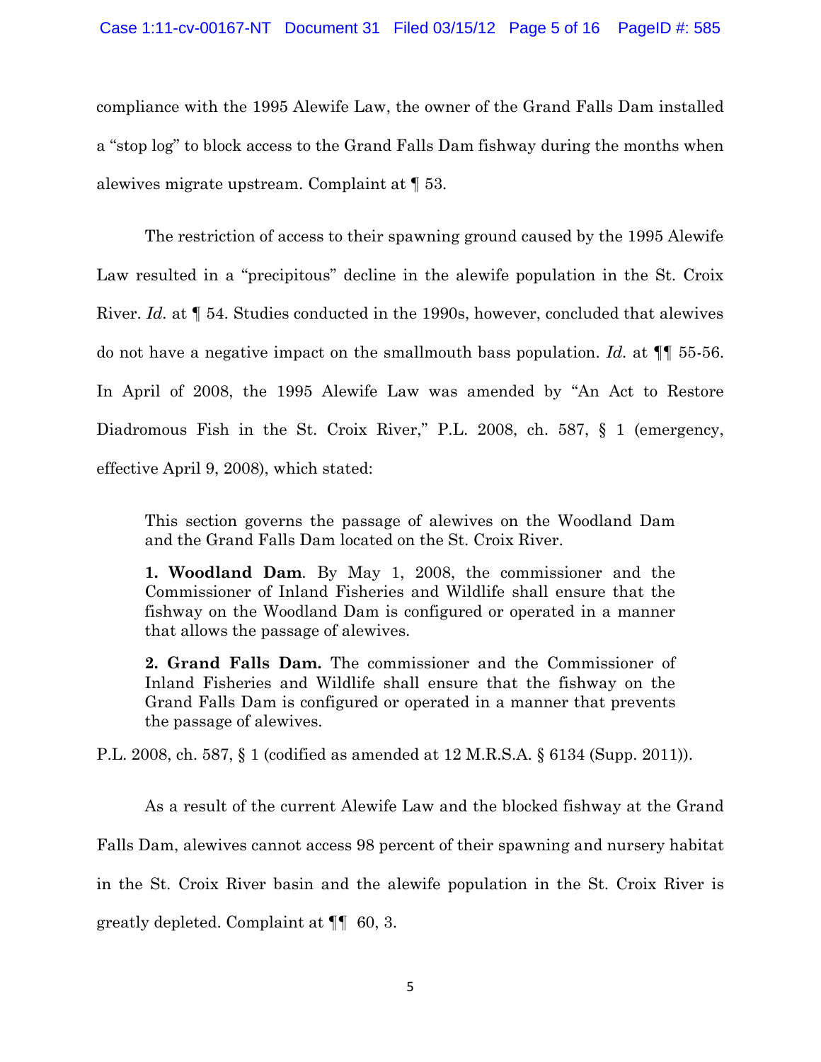compliance with the 1995 Alewife Law, the owner of the Grand Falls Dam installed a "stop log" to block access to the Grand Falls Dam fishway during the months when alewives migrate upstream. Complaint at ¶ 53.

The restriction of access to their spawning ground caused by the 1995 Alewife Law resulted in a "precipitous" decline in the alewife population in the St. Croix River. *Id.* at ¶ 54. Studies conducted in the 1990s, however, concluded that alewives do not have a negative impact on the smallmouth bass population. *Id.* at ¶¶ 55-56. In April of 2008, the 1995 Alewife Law was amended by "An Act to Restore Diadromous Fish in the St. Croix River," P.L. 2008, ch. 587, § 1 (emergency, effective April 9, 2008), which stated:

> This section governs the passage of alewives on the Woodland Dam and the Grand Falls Dam located on the St. Croix River.
>
> **1. Woodland Dam**. By May 1, 2008, the commissioner and the Commissioner of Inland Fisheries and Wildlife shall ensure that the fishway on the Woodland Dam is configured or operated in a manner that allows the passage of alewives.
>
> **2. Grand Falls Dam.** The commissioner and the Commissioner of Inland Fisheries and Wildlife shall ensure that the fishway on the Grand Falls Dam is configured or operated in a manner that prevents the passage of alewives.

P.L. 2008, ch. 587, § 1 (codified as amended at 12 M.R.S.A. § 6134 (Supp. 2011)).

As a result of the current Alewife Law and the blocked fishway at the Grand Falls Dam, alewives cannot access 98 percent of their spawning and nursery habitat in the St. Croix River basin and the alewife population in the St. Croix River is greatly depleted. Complaint at ¶¶ 60, 3.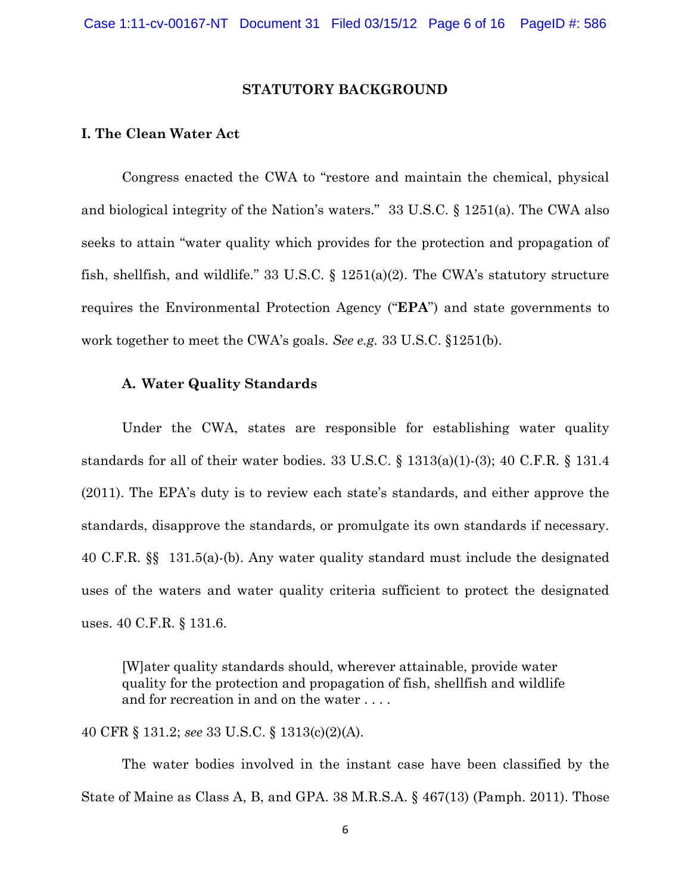## STATUTORY BACKGROUND

### I. The Clean Water Act

Congress enacted the CWA to "restore and maintain the chemical, physical and biological integrity of the Nation's waters." 33 U.S.C. § 1251(a). The CWA also seeks to attain "water quality which provides for the protection and propagation of fish, shellfish, and wildlife." 33 U.S.C. § 1251(a)(2). The CWA's statutory structure requires the Environmental Protection Agency ("**EPA**") and state governments to work together to meet the CWA's goals. *See e.g.* 33 U.S.C. §1251(b).

#### A. Water Quality Standards

Under the CWA, states are responsible for establishing water quality standards for all of their water bodies. 33 U.S.C. § 1313(a)(1)-(3); 40 C.F.R. § 131.4 (2011). The EPA's duty is to review each state's standards, and either approve the standards, disapprove the standards, or promulgate its own standards if necessary. 40 C.F.R. §§ 131.5(a)-(b). Any water quality standard must include the designated uses of the waters and water quality criteria sufficient to protect the designated uses. 40 C.F.R. § 131.6.

> [W]ater quality standards should, wherever attainable, provide water quality for the protection and propagation of fish, shellfish and wildlife and for recreation in and on the water . . . .

40 CFR § 131.2; *see* 33 U.S.C. § 1313(c)(2)(A).

The water bodies involved in the instant case have been classified by the State of Maine as Class A, B, and GPA. 38 M.R.S.A. § 467(13) (Pamph. 2011). Those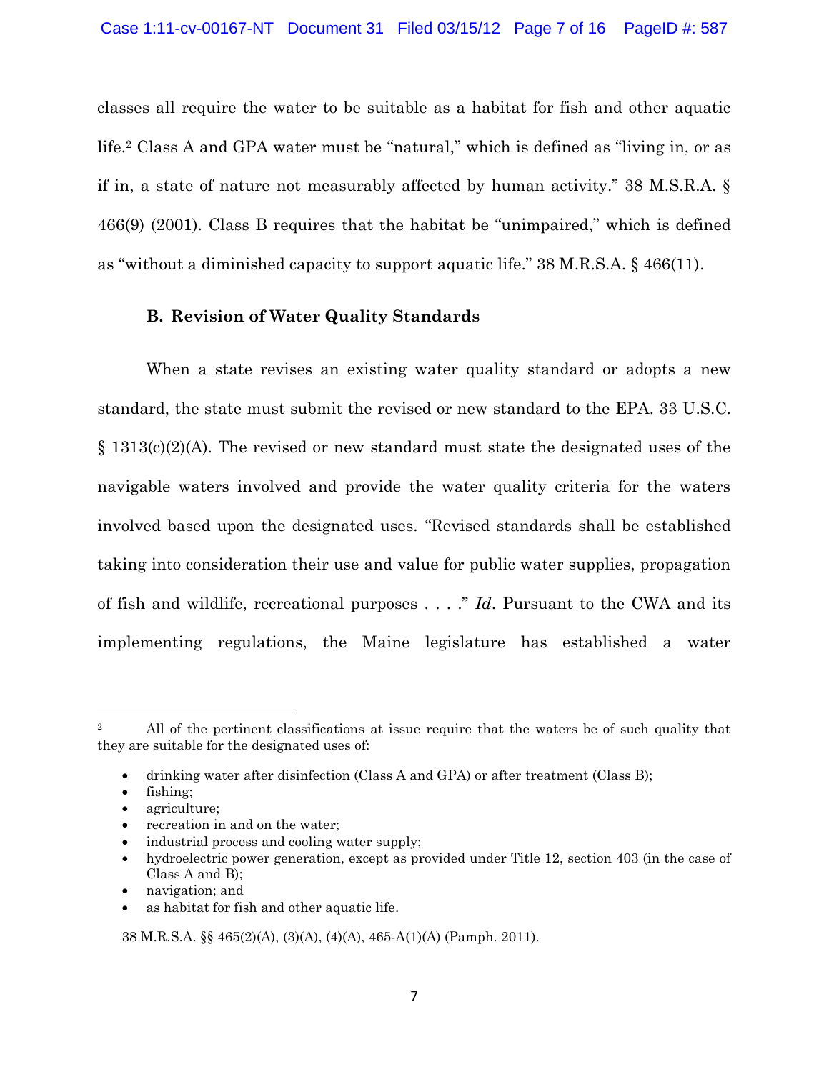classes all require the water to be suitable as a habitat for fish and other aquatic life.[2] Class A and GPA water must be "natural," which is defined as "living in, or as if in, a state of nature not measurably affected by human activity." 38 M.S.R.A. § 466(9) (2001). Class B requires that the habitat be "unimpaired," which is defined as "without a diminished capacity to support aquatic life." 38 M.R.S.A. § 466(11).

### B. Revision of Water Quality Standards

When a state revises an existing water quality standard or adopts a new standard, the state must submit the revised or new standard to the EPA. 33 U.S.C. § 1313(c)(2)(A). The revised or new standard must state the designated uses of the navigable waters involved and provide the water quality criteria for the waters involved based upon the designated uses. "Revised standards shall be established taking into consideration their use and value for public water supplies, propagation of fish and wildlife, recreational purposes . . . ." *Id*. Pursuant to the CWA and its implementing regulations, the Maine legislature has established a water

---

[2] All of the pertinent classifications at issue require that the waters be of such quality that they are suitable for the designated uses of:

- drinking water after disinfection (Class A and GPA) or after treatment (Class B);
- fishing;
- agriculture;
- recreation in and on the water;
- industrial process and cooling water supply;
- hydroelectric power generation, except as provided under Title 12, section 403 (in the case of Class A and B);
- navigation; and
- as habitat for fish and other aquatic life.

38 M.R.S.A. §§ 465(2)(A), (3)(A), (4)(A), 465-A(1)(A) (Pamph. 2011).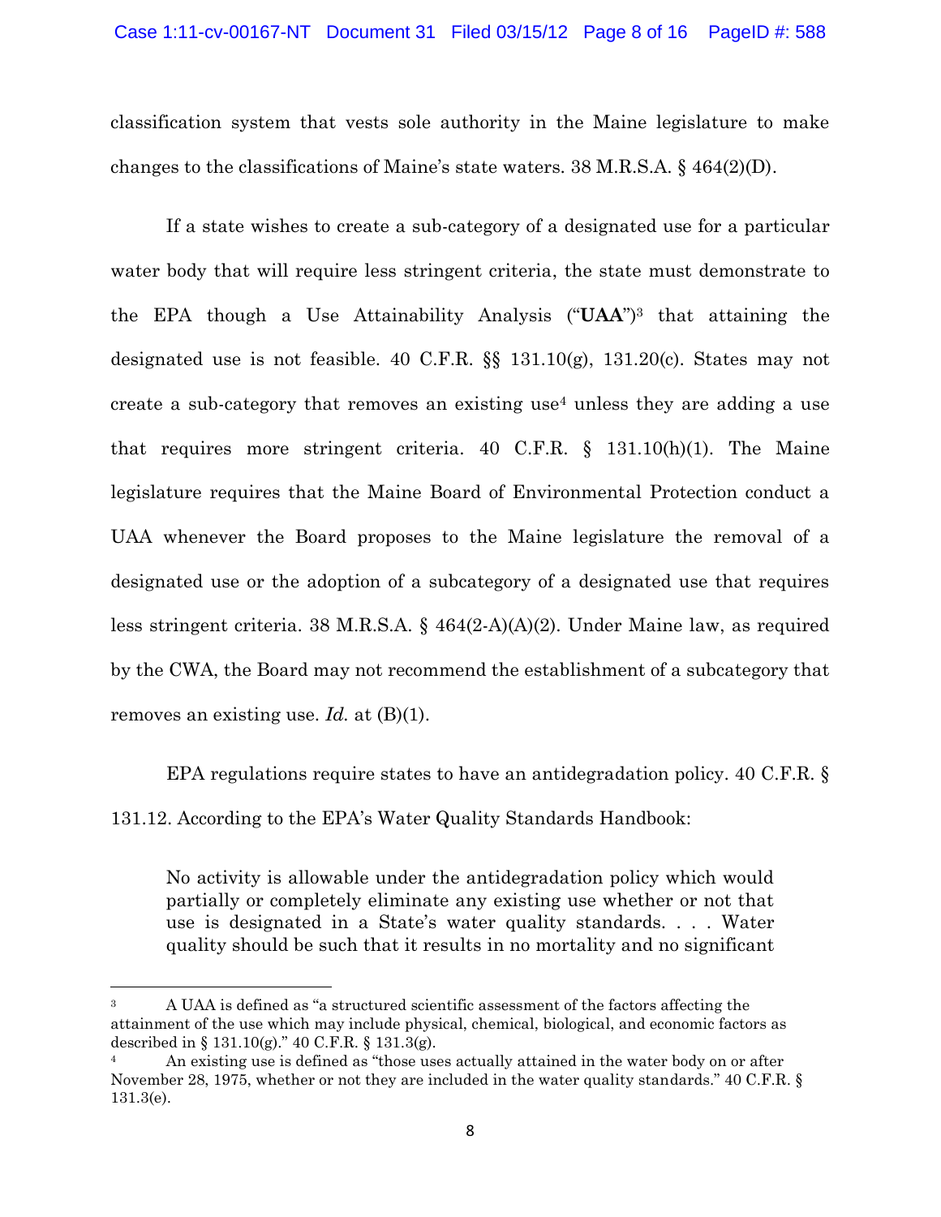classification system that vests sole authority in the Maine legislature to make changes to the classifications of Maine's state waters. 38 M.R.S.A. § 464(2)(D).

If a state wishes to create a sub-category of a designated use for a particular water body that will require less stringent criteria, the state must demonstrate to the EPA though a Use Attainability Analysis ("**UAA**")[3] that attaining the designated use is not feasible. 40 C.F.R. §§ 131.10(g), 131.20(c). States may not create a sub-category that removes an existing use[4] unless they are adding a use that requires more stringent criteria. 40 C.F.R. § 131.10(h)(1). The Maine legislature requires that the Maine Board of Environmental Protection conduct a UAA whenever the Board proposes to the Maine legislature the removal of a designated use or the adoption of a subcategory of a designated use that requires less stringent criteria. 38 M.R.S.A. § 464(2-A)(A)(2). Under Maine law, as required by the CWA, the Board may not recommend the establishment of a subcategory that removes an existing use. *Id.* at (B)(1).

EPA regulations require states to have an antidegradation policy. 40 C.F.R. § 131.12. According to the EPA's Water Quality Standards Handbook:

> No activity is allowable under the antidegradation policy which would partially or completely eliminate any existing use whether or not that use is designated in a State's water quality standards. . . . Water quality should be such that it results in no mortality and no significant

---

[3] A UAA is defined as "a structured scientific assessment of the factors affecting the attainment of the use which may include physical, chemical, biological, and economic factors as described in § 131.10(g)." 40 C.F.R. § 131.3(g).

[4] An existing use is defined as "those uses actually attained in the water body on or after November 28, 1975, whether or not they are included in the water quality standards." 40 C.F.R. § 131.3(e).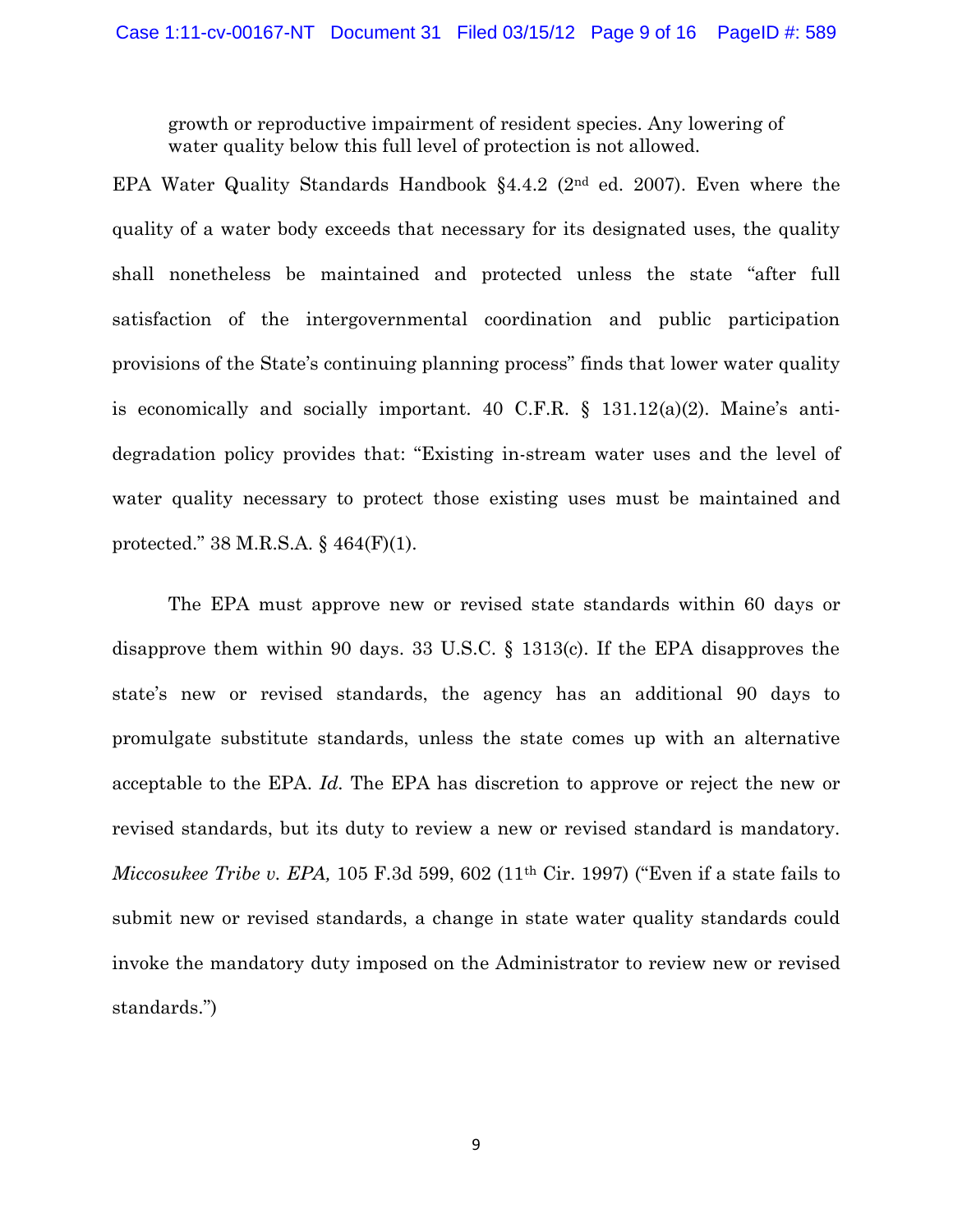> growth or reproductive impairment of resident species. Any lowering of water quality below this full level of protection is not allowed.

EPA Water Quality Standards Handbook §4.4.2 (2nd ed. 2007). Even where the quality of a water body exceeds that necessary for its designated uses, the quality shall nonetheless be maintained and protected unless the state "after full satisfaction of the intergovernmental coordination and public participation provisions of the State's continuing planning process" finds that lower water quality is economically and socially important. 40 C.F.R. § 131.12(a)(2). Maine's anti-degradation policy provides that: "Existing in-stream water uses and the level of water quality necessary to protect those existing uses must be maintained and protected." 38 M.R.S.A. § 464(F)(1).

The EPA must approve new or revised state standards within 60 days or disapprove them within 90 days. 33 U.S.C. § 1313(c). If the EPA disapproves the state's new or revised standards, the agency has an additional 90 days to promulgate substitute standards, unless the state comes up with an alternative acceptable to the EPA. *Id.* The EPA has discretion to approve or reject the new or revised standards, but its duty to review a new or revised standard is mandatory. *Miccosukee Tribe v. EPA,* 105 F.3d 599, 602 (11th Cir. 1997) ("Even if a state fails to submit new or revised standards, a change in state water quality standards could invoke the mandatory duty imposed on the Administrator to review new or revised standards.")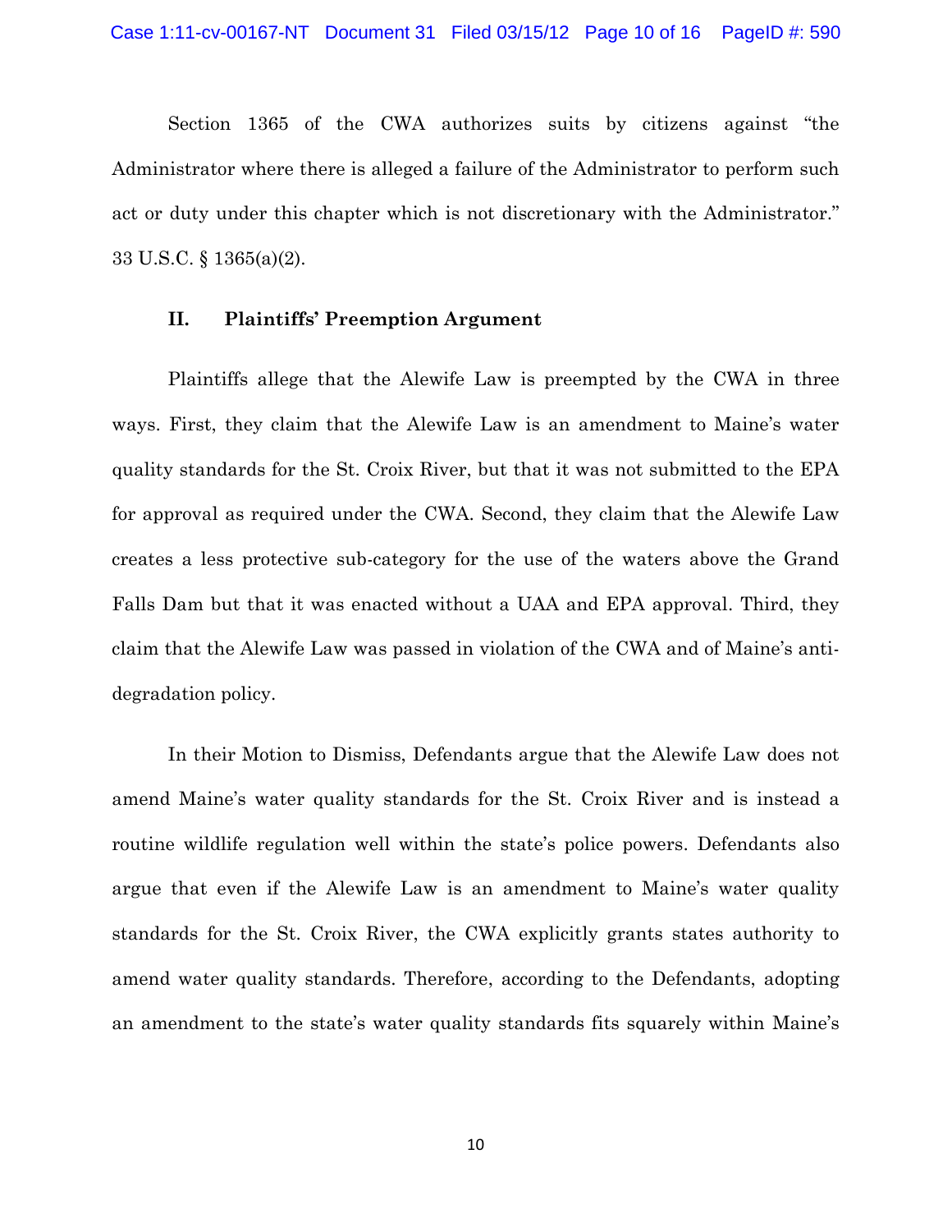Section 1365 of the CWA authorizes suits by citizens against "the Administrator where there is alleged a failure of the Administrator to perform such act or duty under this chapter which is not discretionary with the Administrator." 33 U.S.C. § 1365(a)(2).

## II. Plaintiffs' Preemption Argument

Plaintiffs allege that the Alewife Law is preempted by the CWA in three ways. First, they claim that the Alewife Law is an amendment to Maine's water quality standards for the St. Croix River, but that it was not submitted to the EPA for approval as required under the CWA. Second, they claim that the Alewife Law creates a less protective sub-category for the use of the waters above the Grand Falls Dam but that it was enacted without a UAA and EPA approval. Third, they claim that the Alewife Law was passed in violation of the CWA and of Maine's anti-degradation policy.

In their Motion to Dismiss, Defendants argue that the Alewife Law does not amend Maine's water quality standards for the St. Croix River and is instead a routine wildlife regulation well within the state's police powers. Defendants also argue that even if the Alewife Law is an amendment to Maine's water quality standards for the St. Croix River, the CWA explicitly grants states authority to amend water quality standards. Therefore, according to the Defendants, adopting an amendment to the state's water quality standards fits squarely within Maine's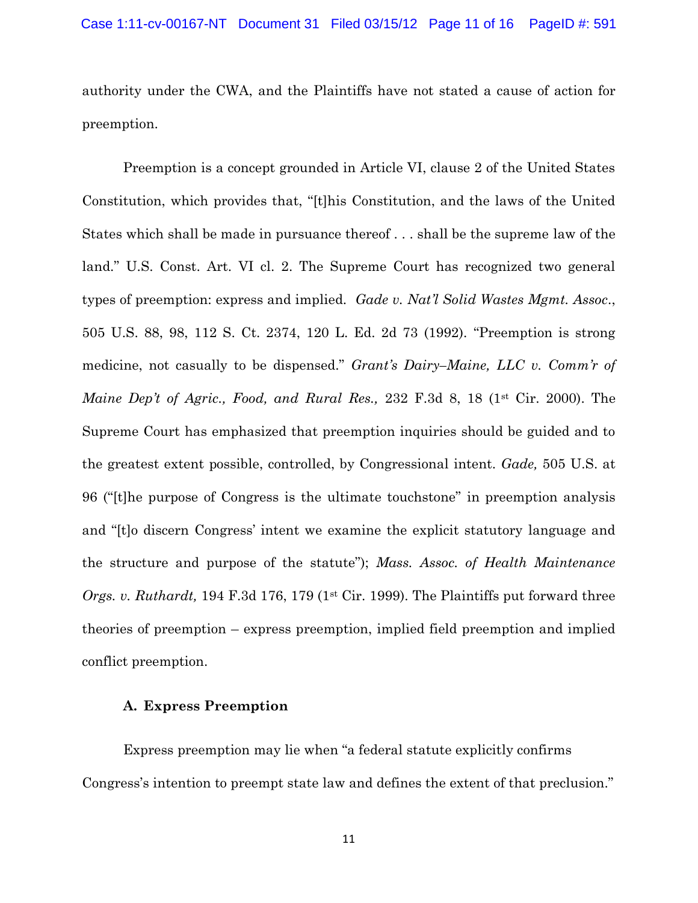authority under the CWA, and the Plaintiffs have not stated a cause of action for preemption.

Preemption is a concept grounded in Article VI, clause 2 of the United States Constitution, which provides that, "[t]his Constitution, and the laws of the United States which shall be made in pursuance thereof . . . shall be the supreme law of the land." U.S. Const. Art. VI cl. 2. The Supreme Court has recognized two general types of preemption: express and implied. *Gade v. Nat'l Solid Wastes Mgmt. Assoc.*, 505 U.S. 88, 98, 112 S. Ct. 2374, 120 L. Ed. 2d 73 (1992). "Preemption is strong medicine, not casually to be dispensed." *Grant's Dairy–Maine, LLC v. Comm'r of Maine Dep't of Agric., Food, and Rural Res.,* 232 F.3d 8, 18 (1st Cir. 2000). The Supreme Court has emphasized that preemption inquiries should be guided and to the greatest extent possible, controlled, by Congressional intent. *Gade,* 505 U.S. at 96 ("[t]he purpose of Congress is the ultimate touchstone" in preemption analysis and "[t]o discern Congress' intent we examine the explicit statutory language and the structure and purpose of the statute"); *Mass. Assoc. of Health Maintenance Orgs. v. Ruthardt,* 194 F.3d 176, 179 (1st Cir. 1999). The Plaintiffs put forward three theories of preemption – express preemption, implied field preemption and implied conflict preemption.

### A. Express Preemption

Express preemption may lie when "a federal statute explicitly confirms Congress's intention to preempt state law and defines the extent of that preclusion."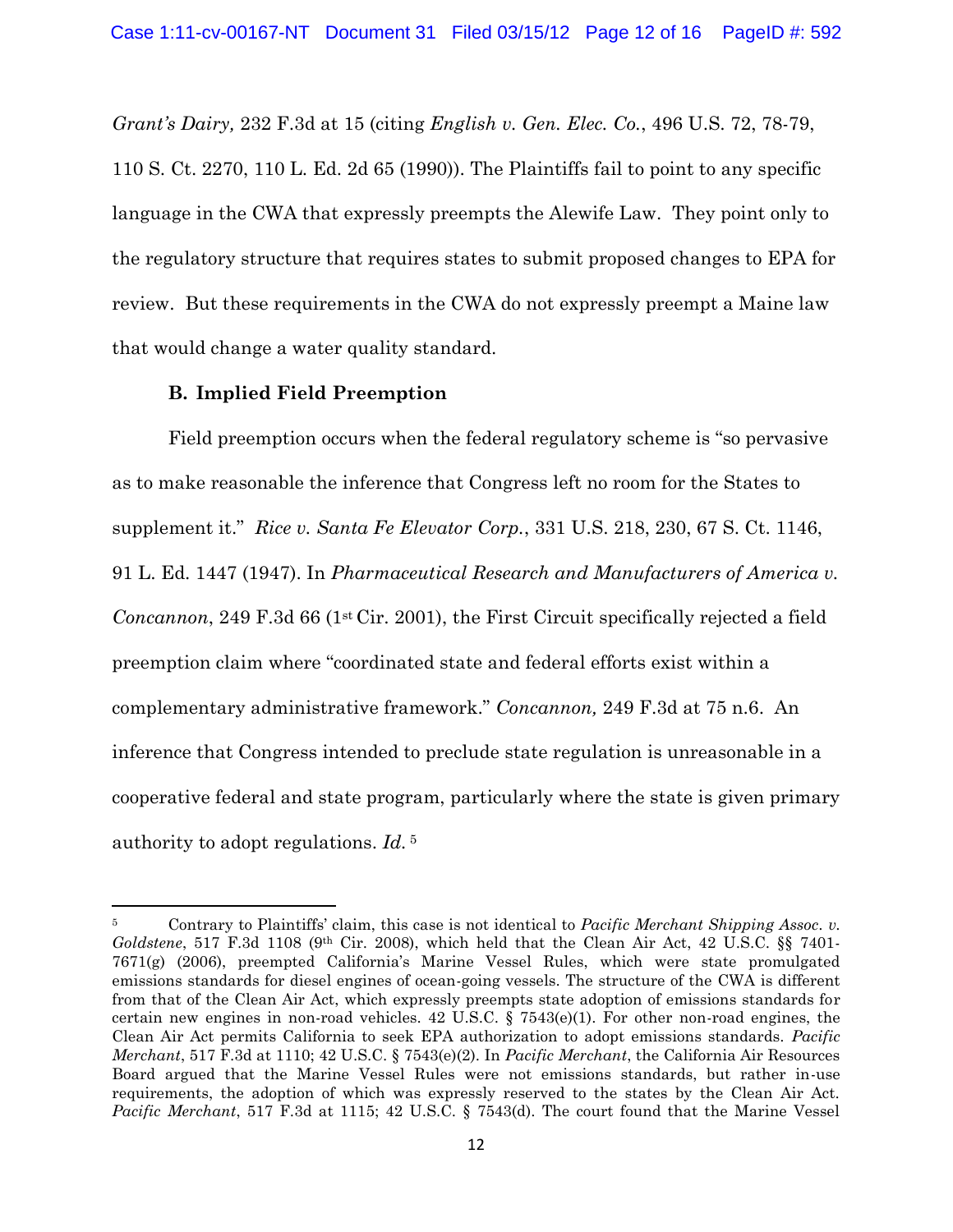*Grant's Dairy,* 232 F.3d at 15 (citing *English v. Gen. Elec. Co.*, 496 U.S. 72, 78-79, 110 S. Ct. 2270, 110 L. Ed. 2d 65 (1990)). The Plaintiffs fail to point to any specific language in the CWA that expressly preempts the Alewife Law. They point only to the regulatory structure that requires states to submit proposed changes to EPA for review. But these requirements in the CWA do not expressly preempt a Maine law that would change a water quality standard.

### B. Implied Field Preemption

Field preemption occurs when the federal regulatory scheme is "so pervasive as to make reasonable the inference that Congress left no room for the States to supplement it." *Rice v. Santa Fe Elevator Corp.*, 331 U.S. 218, 230, 67 S. Ct. 1146, 91 L. Ed. 1447 (1947). In *Pharmaceutical Research and Manufacturers of America v. Concannon*, 249 F.3d 66 (1st Cir. 2001), the First Circuit specifically rejected a field preemption claim where "coordinated state and federal efforts exist within a complementary administrative framework." *Concannon,* 249 F.3d at 75 n.6. An inference that Congress intended to preclude state regulation is unreasonable in a cooperative federal and state program, particularly where the state is given primary authority to adopt regulations. *Id.* [5]

---

[5] Contrary to Plaintiffs' claim, this case is not identical to *Pacific Merchant Shipping Assoc. v. Goldstene*, 517 F.3d 1108 (9th Cir. 2008), which held that the Clean Air Act, 42 U.S.C. §§ 7401-7671(g) (2006), preempted California's Marine Vessel Rules, which were state promulgated emissions standards for diesel engines of ocean-going vessels. The structure of the CWA is different from that of the Clean Air Act, which expressly preempts state adoption of emissions standards for certain new engines in non-road vehicles. 42 U.S.C. § 7543(e)(1). For other non-road engines, the Clean Air Act permits California to seek EPA authorization to adopt emissions standards. *Pacific Merchant*, 517 F.3d at 1110; 42 U.S.C. § 7543(e)(2). In *Pacific Merchant*, the California Air Resources Board argued that the Marine Vessel Rules were not emissions standards, but rather in-use requirements, the adoption of which was expressly reserved to the states by the Clean Air Act. *Pacific Merchant*, 517 F.3d at 1115; 42 U.S.C. § 7543(d). The court found that the Marine Vessel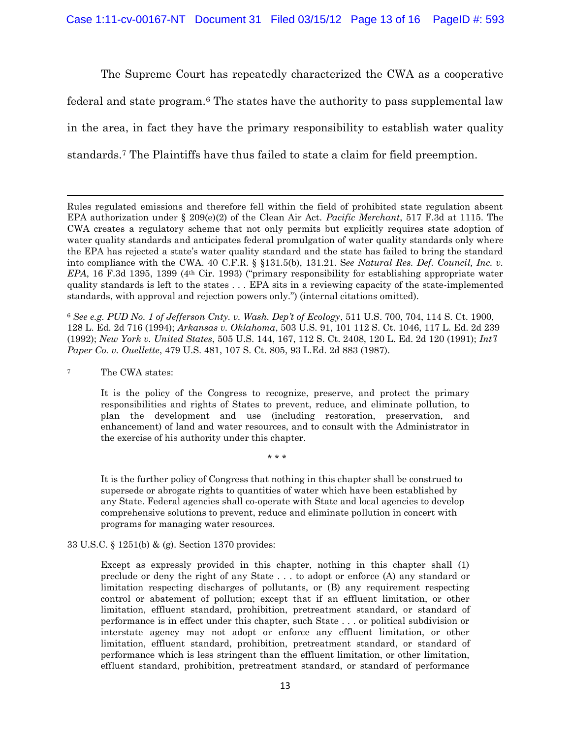The Supreme Court has repeatedly characterized the CWA as a cooperative federal and state program.[6] The states have the authority to pass supplemental law in the area, in fact they have the primary responsibility to establish water quality standards.[7] The Plaintiffs have thus failed to state a claim for field preemption.

---

Rules regulated emissions and therefore fell within the field of prohibited state regulation absent EPA authorization under § 209(e)(2) of the Clean Air Act. *Pacific Merchant*, 517 F.3d at 1115. The CWA creates a regulatory scheme that not only permits but explicitly requires state adoption of water quality standards and anticipates federal promulgation of water quality standards only where the EPA has rejected a state's water quality standard and the state has failed to bring the standard into compliance with the CWA. 40 C.F.R. § §131.5(b), 131.21. S*ee Natural Res. Def. Council, Inc. v. EPA*, 16 F.3d 1395, 1399 (4th Cir. 1993) ("primary responsibility for establishing appropriate water quality standards is left to the states . . . EPA sits in a reviewing capacity of the state-implemented standards, with approval and rejection powers only.") (internal citations omitted).

[6] *See e.g. PUD No. 1 of Jefferson Cnty. v. Wash. Dep't of Ecology*, 511 U.S. 700, 704, 114 S. Ct. 1900, 128 L. Ed. 2d 716 (1994); *Arkansas v. Oklahoma*, 503 U.S. 91, 101 112 S. Ct. 1046, 117 L. Ed. 2d 239 (1992); *New York v. United States*, 505 U.S. 144, 167, 112 S. Ct. 2408, 120 L. Ed. 2d 120 (1991); *Int'l Paper Co. v. Ouellette*, 479 U.S. 481, 107 S. Ct. 805, 93 L.Ed. 2d 883 (1987).

[7] The CWA states:

> It is the policy of the Congress to recognize, preserve, and protect the primary responsibilities and rights of States to prevent, reduce, and eliminate pollution, to plan the development and use (including restoration, preservation, and enhancement) of land and water resources, and to consult with the Administrator in the exercise of his authority under this chapter.
>
> \* \* \*
>
> It is the further policy of Congress that nothing in this chapter shall be construed to supersede or abrogate rights to quantities of water which have been established by any State. Federal agencies shall co-operate with State and local agencies to develop comprehensive solutions to prevent, reduce and eliminate pollution in concert with programs for managing water resources.

33 U.S.C. § 1251(b) & (g). Section 1370 provides:

> Except as expressly provided in this chapter, nothing in this chapter shall (1) preclude or deny the right of any State . . . to adopt or enforce (A) any standard or limitation respecting discharges of pollutants, or (B) any requirement respecting control or abatement of pollution; except that if an effluent limitation, or other limitation, effluent standard, prohibition, pretreatment standard, or standard of performance is in effect under this chapter, such State . . . or political subdivision or interstate agency may not adopt or enforce any effluent limitation, or other limitation, effluent standard, prohibition, pretreatment standard, or standard of performance which is less stringent than the effluent limitation, or other limitation, effluent standard, prohibition, pretreatment standard, or standard of performance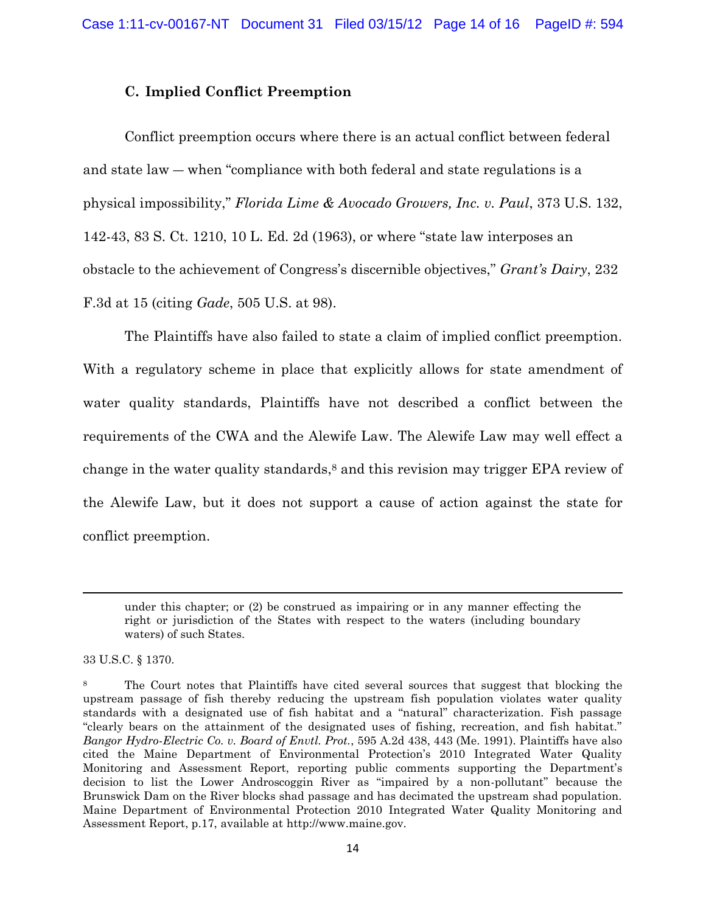### C. Implied Conflict Preemption

Conflict preemption occurs where there is an actual conflict between federal and state law — when "compliance with both federal and state regulations is a physical impossibility," *Florida Lime & Avocado Growers, Inc. v. Paul*, 373 U.S. 132, 142-43, 83 S. Ct. 1210, 10 L. Ed. 2d (1963), or where "state law interposes an obstacle to the achievement of Congress's discernible objectives," *Grant's Dairy*, 232 F.3d at 15 (citing *Gade*, 505 U.S. at 98).

The Plaintiffs have also failed to state a claim of implied conflict preemption. With a regulatory scheme in place that explicitly allows for state amendment of water quality standards, Plaintiffs have not described a conflict between the requirements of the CWA and the Alewife Law. The Alewife Law may well effect a change in the water quality standards,[8] and this revision may trigger EPA review of the Alewife Law, but it does not support a cause of action against the state for conflict preemption.

---

> under this chapter; or (2) be construed as impairing or in any manner effecting the right or jurisdiction of the States with respect to the waters (including boundary waters) of such States.

33 U.S.C. § 1370.

[8] The Court notes that Plaintiffs have cited several sources that suggest that blocking the upstream passage of fish thereby reducing the upstream fish population violates water quality standards with a designated use of fish habitat and a "natural" characterization. Fish passage "clearly bears on the attainment of the designated uses of fishing, recreation, and fish habitat." *Bangor Hydro-Electric Co. v. Board of Envtl. Prot.*, 595 A.2d 438, 443 (Me. 1991). Plaintiffs have also cited the Maine Department of Environmental Protection's 2010 Integrated Water Quality Monitoring and Assessment Report, reporting public comments supporting the Department's decision to list the Lower Androscoggin River as "impaired by a non-pollutant" because the Brunswick Dam on the River blocks shad passage and has decimated the upstream shad population. Maine Department of Environmental Protection 2010 Integrated Water Quality Monitoring and Assessment Report, p.17, available at http://www.maine.gov.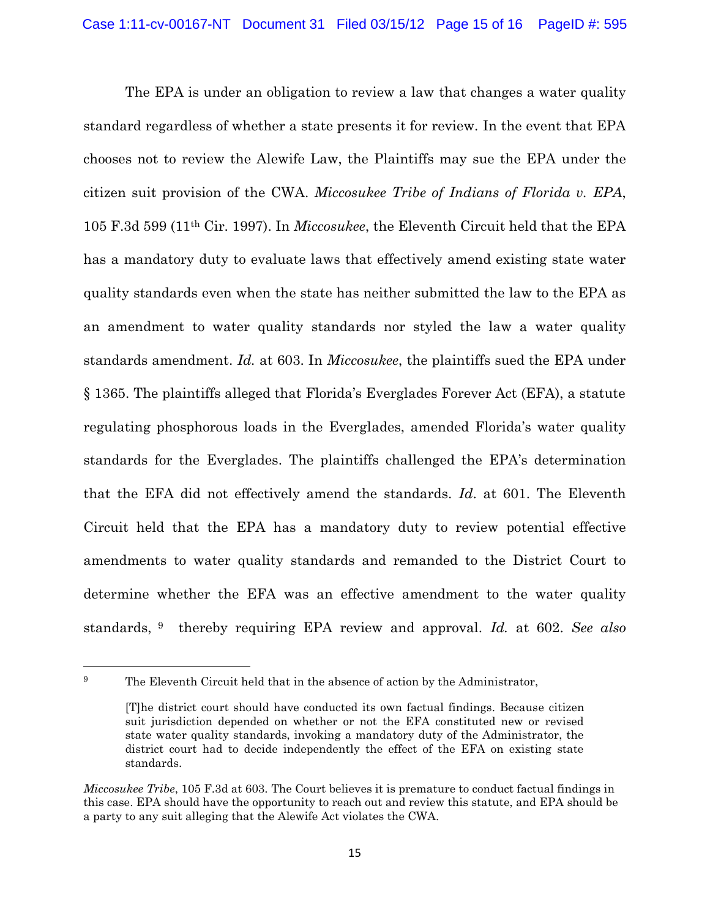The EPA is under an obligation to review a law that changes a water quality standard regardless of whether a state presents it for review. In the event that EPA chooses not to review the Alewife Law, the Plaintiffs may sue the EPA under the citizen suit provision of the CWA. *Miccosukee Tribe of Indians of Florida v. EPA*, 105 F.3d 599 (11th Cir. 1997). In *Miccosukee*, the Eleventh Circuit held that the EPA has a mandatory duty to evaluate laws that effectively amend existing state water quality standards even when the state has neither submitted the law to the EPA as an amendment to water quality standards nor styled the law a water quality standards amendment. *Id.* at 603. In *Miccosukee*, the plaintiffs sued the EPA under § 1365. The plaintiffs alleged that Florida's Everglades Forever Act (EFA), a statute regulating phosphorous loads in the Everglades, amended Florida's water quality standards for the Everglades. The plaintiffs challenged the EPA's determination that the EFA did not effectively amend the standards. *Id*. at 601. The Eleventh Circuit held that the EPA has a mandatory duty to review potential effective amendments to water quality standards and remanded to the District Court to determine whether the EFA was an effective amendment to the water quality standards, [9] thereby requiring EPA review and approval. *Id.* at 602. *See also*

---

[9] The Eleventh Circuit held that in the absence of action by the Administrator,

> [T]he district court should have conducted its own factual findings. Because citizen suit jurisdiction depended on whether or not the EFA constituted new or revised state water quality standards, invoking a mandatory duty of the Administrator, the district court had to decide independently the effect of the EFA on existing state standards.

*Miccosukee Tribe*, 105 F.3d at 603. The Court believes it is premature to conduct factual findings in this case. EPA should have the opportunity to reach out and review this statute, and EPA should be a party to any suit alleging that the Alewife Act violates the CWA.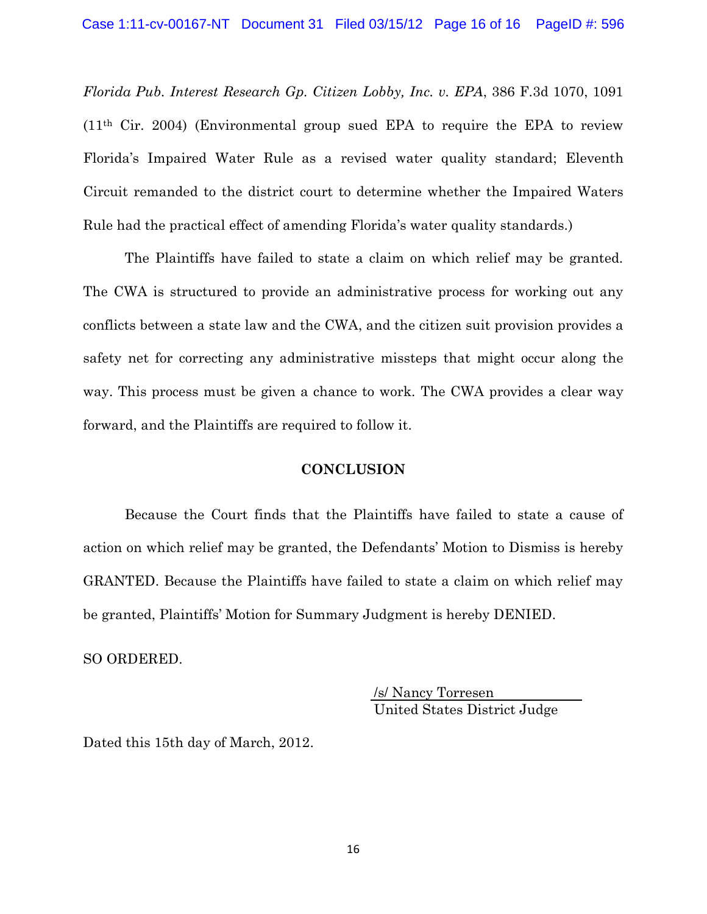*Florida Pub. Interest Research Gp. Citizen Lobby, Inc. v. EPA*, 386 F.3d 1070, 1091 (11th Cir. 2004) (Environmental group sued EPA to require the EPA to review Florida's Impaired Water Rule as a revised water quality standard; Eleventh Circuit remanded to the district court to determine whether the Impaired Waters Rule had the practical effect of amending Florida's water quality standards.)

The Plaintiffs have failed to state a claim on which relief may be granted. The CWA is structured to provide an administrative process for working out any conflicts between a state law and the CWA, and the citizen suit provision provides a safety net for correcting any administrative missteps that might occur along the way. This process must be given a chance to work. The CWA provides a clear way forward, and the Plaintiffs are required to follow it.

## CONCLUSION

Because the Court finds that the Plaintiffs have failed to state a cause of action on which relief may be granted, the Defendants' Motion to Dismiss is hereby GRANTED. Because the Plaintiffs have failed to state a claim on which relief may be granted, Plaintiffs' Motion for Summary Judgment is hereby DENIED.

SO ORDERED.

/s/ Nancy Torresen
United States District Judge

Dated this 15th day of March, 2012.